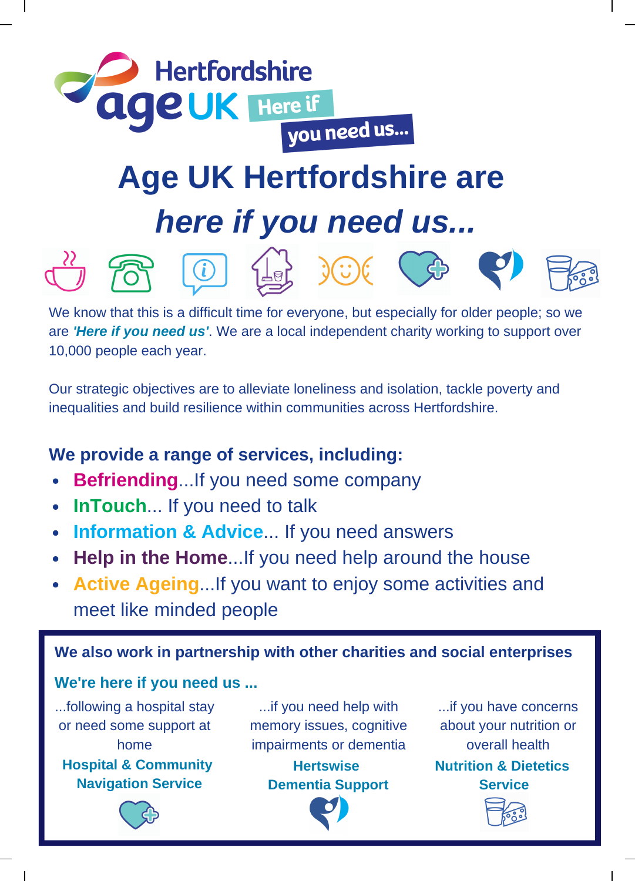Hertfordshire age UK Here if you need us...

# Age UK Hertfordshire are *here if you need us...*

We know that this is a difficult time for everyone, but especially for older people; so we are ***'Here if you need us'***. We are a local independent charity working to support over 10,000 people each year.

Our strategic objectives are to alleviate loneliness and isolation, tackle poverty and inequalities and build resilience within communities across Hertfordshire.

## We provide a range of services, including:

- **Befriending**...If you need some company
- **InTouch**... If you need to talk
- **Information & Advice**... If you need answers
- **Help in the Home**...If you need help around the house
- **Active Ageing**...If you want to enjoy some activities and meet like minded people

**We also work in partnership with other charities and social enterprises**

**We're here if you need us ...**

...following a hospital stay or need some support at home
**Hospital & Community Navigation Service**

...if you need help with memory issues, cognitive impairments or dementia
**Hertswise Dementia Support**

...if you have concerns about your nutrition or overall health
**Nutrition & Dietetics Service**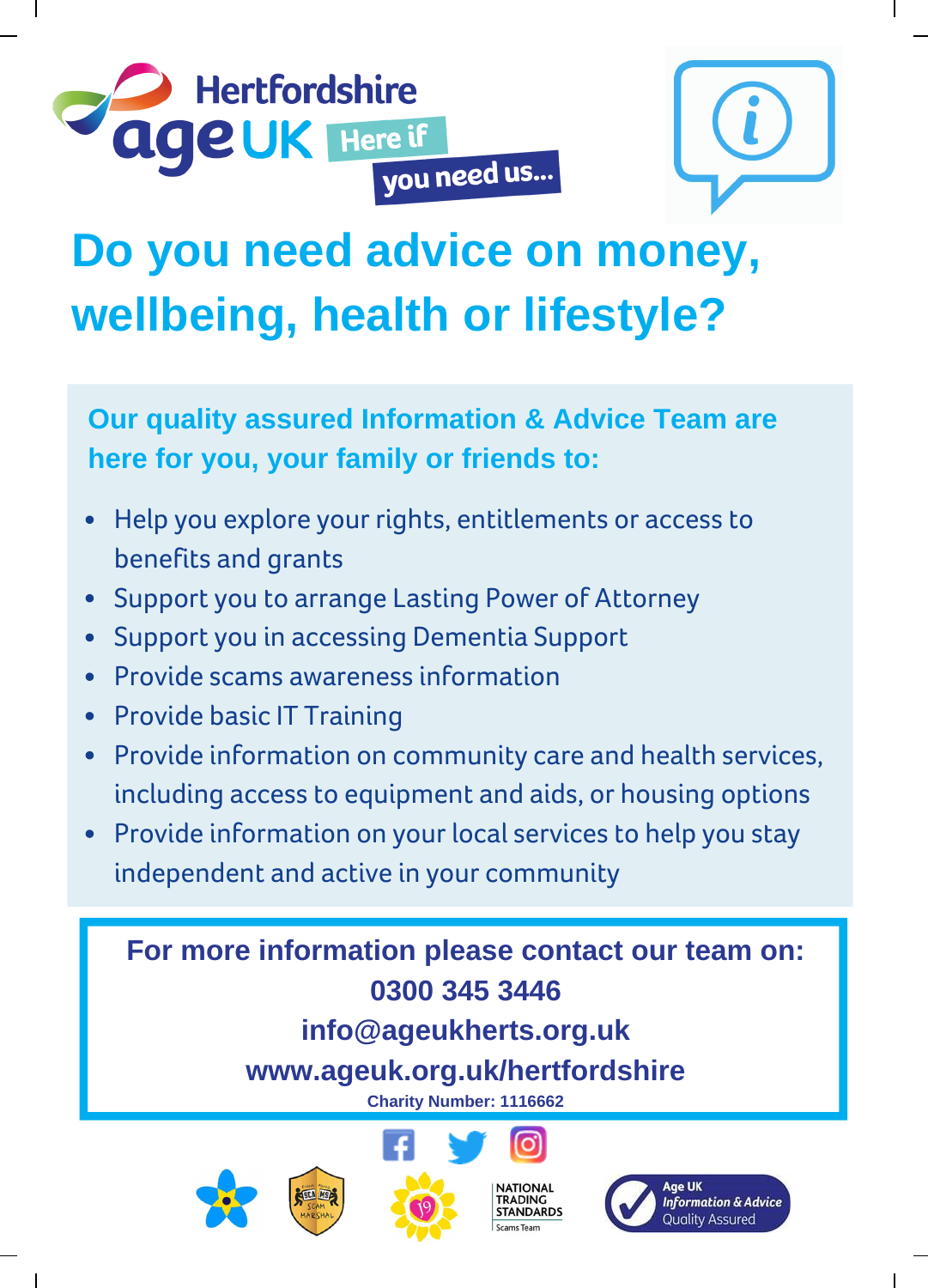Hertfordshire
age UK Here if you need us...

# Do you need advice on money, wellbeing, health or lifestyle?

**Our quality assured Information & Advice Team are here for you, your family or friends to:**

- Help you explore your rights, entitlements or access to benefits and grants
- Support you to arrange Lasting Power of Attorney
- Support you in accessing Dementia Support
- Provide scams awareness information
- Provide basic IT Training
- Provide information on community care and health services, including access to equipment and aids, or housing options
- Provide information on your local services to help you stay independent and active in your community

**For more information please contact our team on:**

**0300 345 3446**

**info@ageukherts.org.uk**

**www.ageuk.org.uk/hertfordshire**

**Charity Number: 1116662**

SCAM MARSHAL

NATIONAL TRADING STANDARDS Scams Team

Age UK Information & Advice Quality Assured